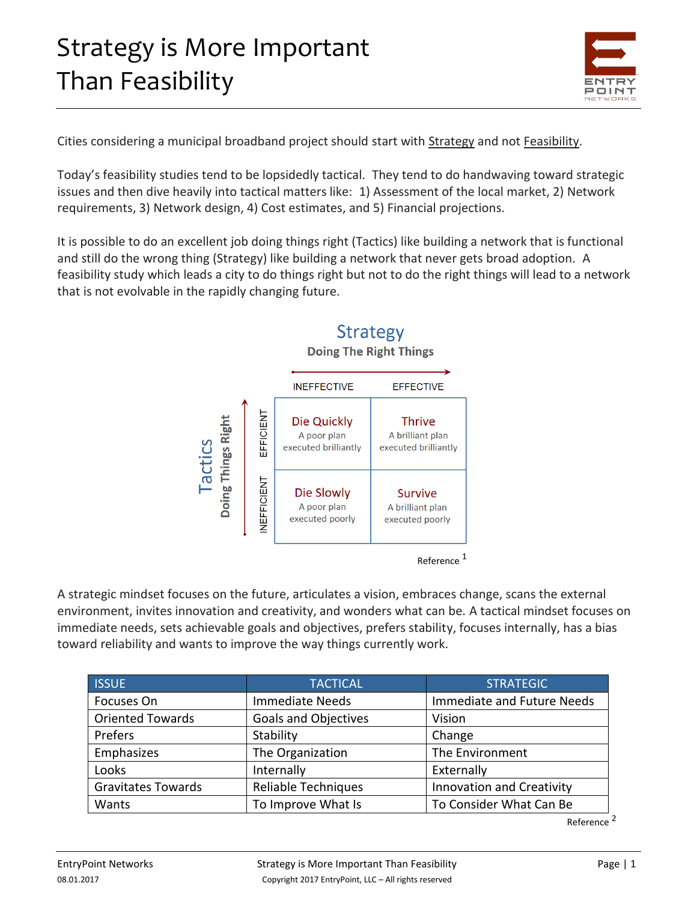# Strategy is More Important Than Feasibility

Cities considering a municipal broadband project should start with Strategy and not Feasibility.

Today's feasibility studies tend to be lopsidedly tactical. They tend to do handwaving toward strategic issues and then dive heavily into tactical matters like: 1) Assessment of the local market, 2) Network requirements, 3) Network design, 4) Cost estimates, and 5) Financial projections.

It is possible to do an excellent job doing things right (Tactics) like building a network that is functional and still do the wrong thing (Strategy) like building a network that never gets broad adoption. A feasibility study which leads a city to do things right but not to do the right things will lead to a network that is not evolvable in the rapidly changing future.

**Strategy** — Doing The Right Things (horizontal axis)
**Tactics** — Doing Things Right (vertical axis)

| | INEFFECTIVE | EFFECTIVE |
|---|---|---|
| EFFICIENT | Die Quickly — A poor plan executed brilliantly | Thrive — A brilliant plan executed brilliantly |
| INEFFICIENT | Die Slowly — A poor plan executed poorly | Survive — A brilliant plan executed poorly |

Reference [1]

A strategic mindset focuses on the future, articulates a vision, embraces change, scans the external environment, invites innovation and creativity, and wonders what can be. A tactical mindset focuses on immediate needs, sets achievable goals and objectives, prefers stability, focuses internally, has a bias toward reliability and wants to improve the way things currently work.

| ISSUE | TACTICAL | STRATEGIC |
|---|---|---|
| Focuses On | Immediate Needs | Immediate and Future Needs |
| Oriented Towards | Goals and Objectives | Vision |
| Prefers | Stability | Change |
| Emphasizes | The Organization | The Environment |
| Looks | Internally | Externally |
| Gravitates Towards | Reliable Techniques | Innovation and Creativity |
| Wants | To Improve What Is | To Consider What Can Be |

Reference [2]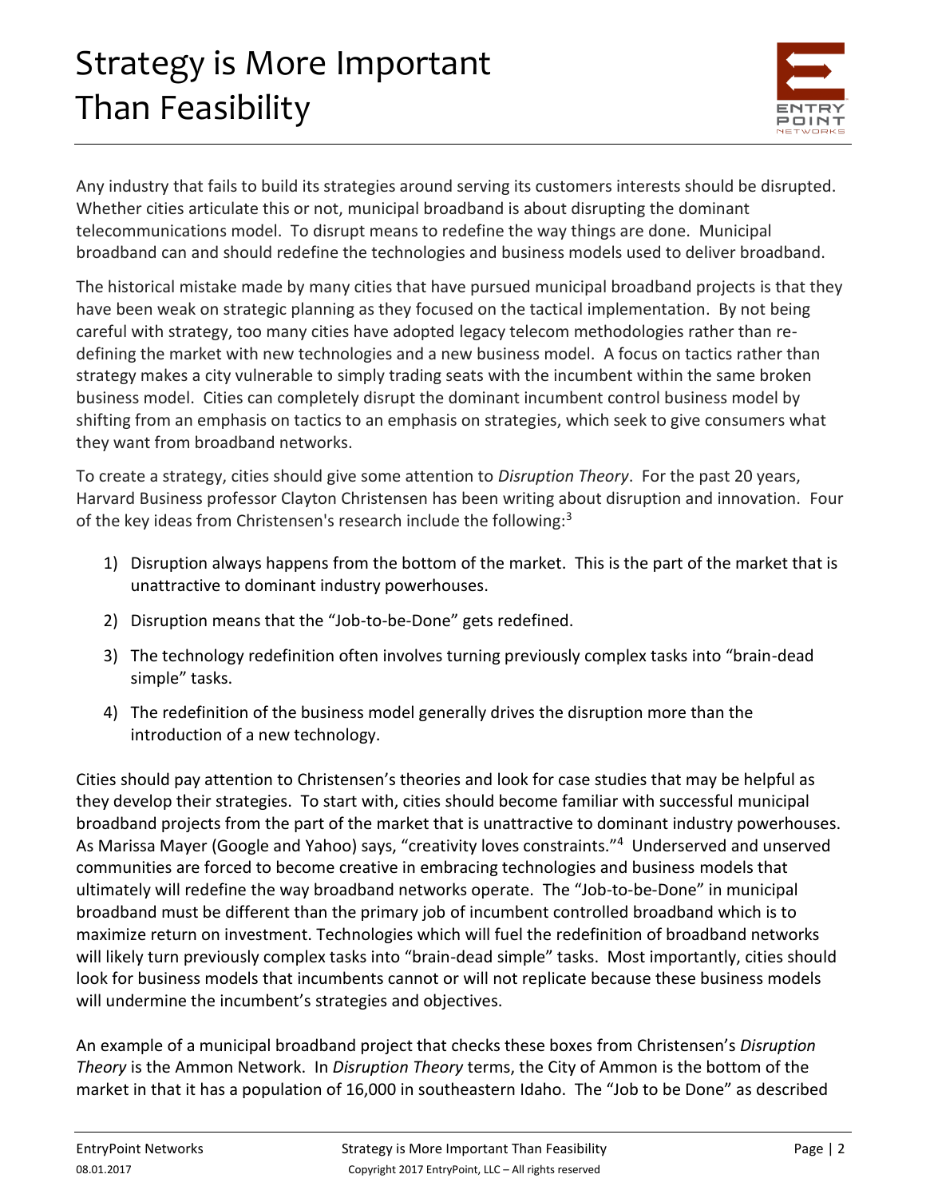# Strategy is More Important Than Feasibility

Any industry that fails to build its strategies around serving its customers interests should be disrupted. Whether cities articulate this or not, municipal broadband is about disrupting the dominant telecommunications model. To disrupt means to redefine the way things are done. Municipal broadband can and should redefine the technologies and business models used to deliver broadband.

The historical mistake made by many cities that have pursued municipal broadband projects is that they have been weak on strategic planning as they focused on the tactical implementation. By not being careful with strategy, too many cities have adopted legacy telecom methodologies rather than re-defining the market with new technologies and a new business model. A focus on tactics rather than strategy makes a city vulnerable to simply trading seats with the incumbent within the same broken business model. Cities can completely disrupt the dominant incumbent control business model by shifting from an emphasis on tactics to an emphasis on strategies, which seek to give consumers what they want from broadband networks.

To create a strategy, cities should give some attention to *Disruption Theory*. For the past 20 years, Harvard Business professor Clayton Christensen has been writing about disruption and innovation. Four of the key ideas from Christensen's research include the following:[3]

1) Disruption always happens from the bottom of the market. This is the part of the market that is unattractive to dominant industry powerhouses.
2) Disruption means that the "Job-to-be-Done" gets redefined.
3) The technology redefinition often involves turning previously complex tasks into "brain-dead simple" tasks.
4) The redefinition of the business model generally drives the disruption more than the introduction of a new technology.

Cities should pay attention to Christensen's theories and look for case studies that may be helpful as they develop their strategies. To start with, cities should become familiar with successful municipal broadband projects from the part of the market that is unattractive to dominant industry powerhouses. As Marissa Mayer (Google and Yahoo) says, "creativity loves constraints."[4] Underserved and unserved communities are forced to become creative in embracing technologies and business models that ultimately will redefine the way broadband networks operate. The "Job-to-be-Done" in municipal broadband must be different than the primary job of incumbent controlled broadband which is to maximize return on investment. Technologies which will fuel the redefinition of broadband networks will likely turn previously complex tasks into "brain-dead simple" tasks. Most importantly, cities should look for business models that incumbents cannot or will not replicate because these business models will undermine the incumbent's strategies and objectives.

An example of a municipal broadband project that checks these boxes from Christensen's *Disruption Theory* is the Ammon Network. In *Disruption Theory* terms, the City of Ammon is the bottom of the market in that it has a population of 16,000 in southeastern Idaho. The "Job to be Done" as described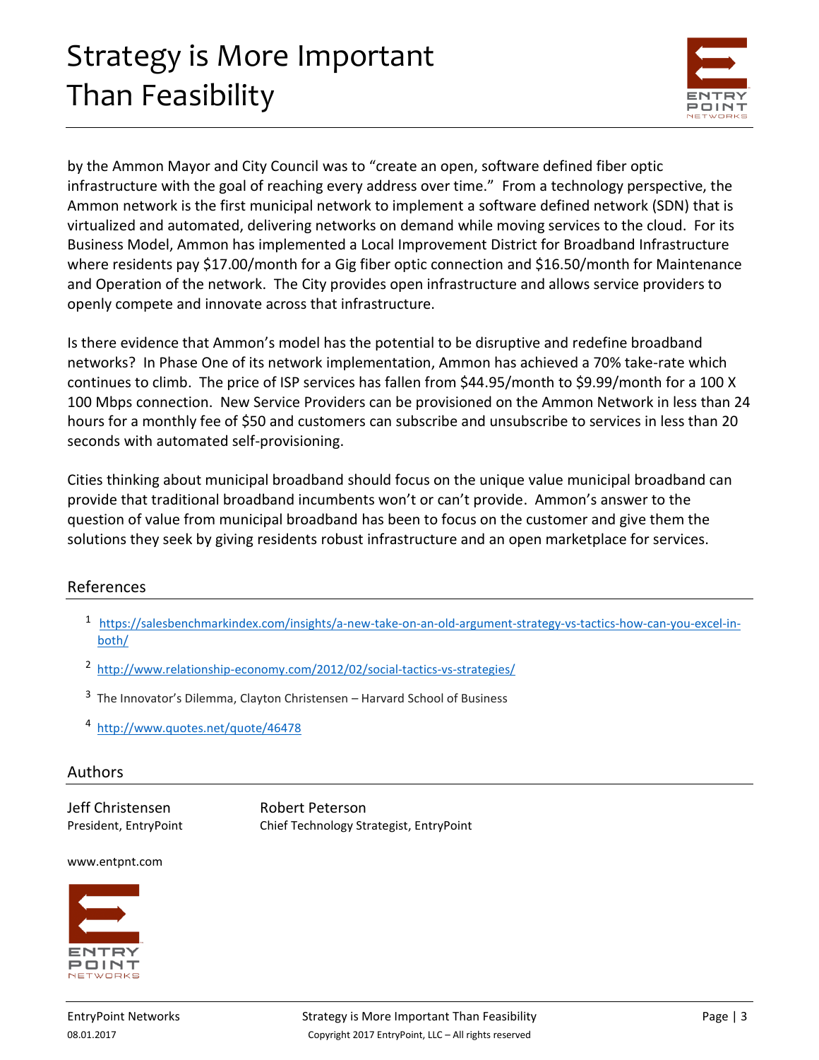by the Ammon Mayor and City Council was to “create an open, software defined fiber optic infrastructure with the goal of reaching every address over time.” From a technology perspective, the Ammon network is the first municipal network to implement a software defined network (SDN) that is virtualized and automated, delivering networks on demand while moving services to the cloud. For its Business Model, Ammon has implemented a Local Improvement District for Broadband Infrastructure where residents pay $17.00/month for a Gig fiber optic connection and $16.50/month for Maintenance and Operation of the network. The City provides open infrastructure and allows service providers to openly compete and innovate across that infrastructure.

Is there evidence that Ammon’s model has the potential to be disruptive and redefine broadband networks? In Phase One of its network implementation, Ammon has achieved a 70% take-rate which continues to climb. The price of ISP services has fallen from $44.95/month to $9.99/month for a 100 X 100 Mbps connection. New Service Providers can be provisioned on the Ammon Network in less than 24 hours for a monthly fee of $50 and customers can subscribe and unsubscribe to services in less than 20 seconds with automated self-provisioning.

Cities thinking about municipal broadband should focus on the unique value municipal broadband can provide that traditional broadband incumbents won’t or can’t provide. Ammon’s answer to the question of value from municipal broadband has been to focus on the customer and give them the solutions they seek by giving residents robust infrastructure and an open marketplace for services.

## References

[1] https://salesbenchmarkindex.com/insights/a-new-take-on-an-old-argument-strategy-vs-tactics-how-can-you-excel-in-both/

[2] http://www.relationship-economy.com/2012/02/social-tactics-vs-strategies/

[3] The Innovator’s Dilemma, Clayton Christensen – Harvard School of Business

[4] http://www.quotes.net/quote/46478

## Authors

**Jeff Christensen**
President, EntryPoint

**Robert Peterson**
Chief Technology Strategist, EntryPoint

www.entpnt.com

ENTRY POINT NETWORKS